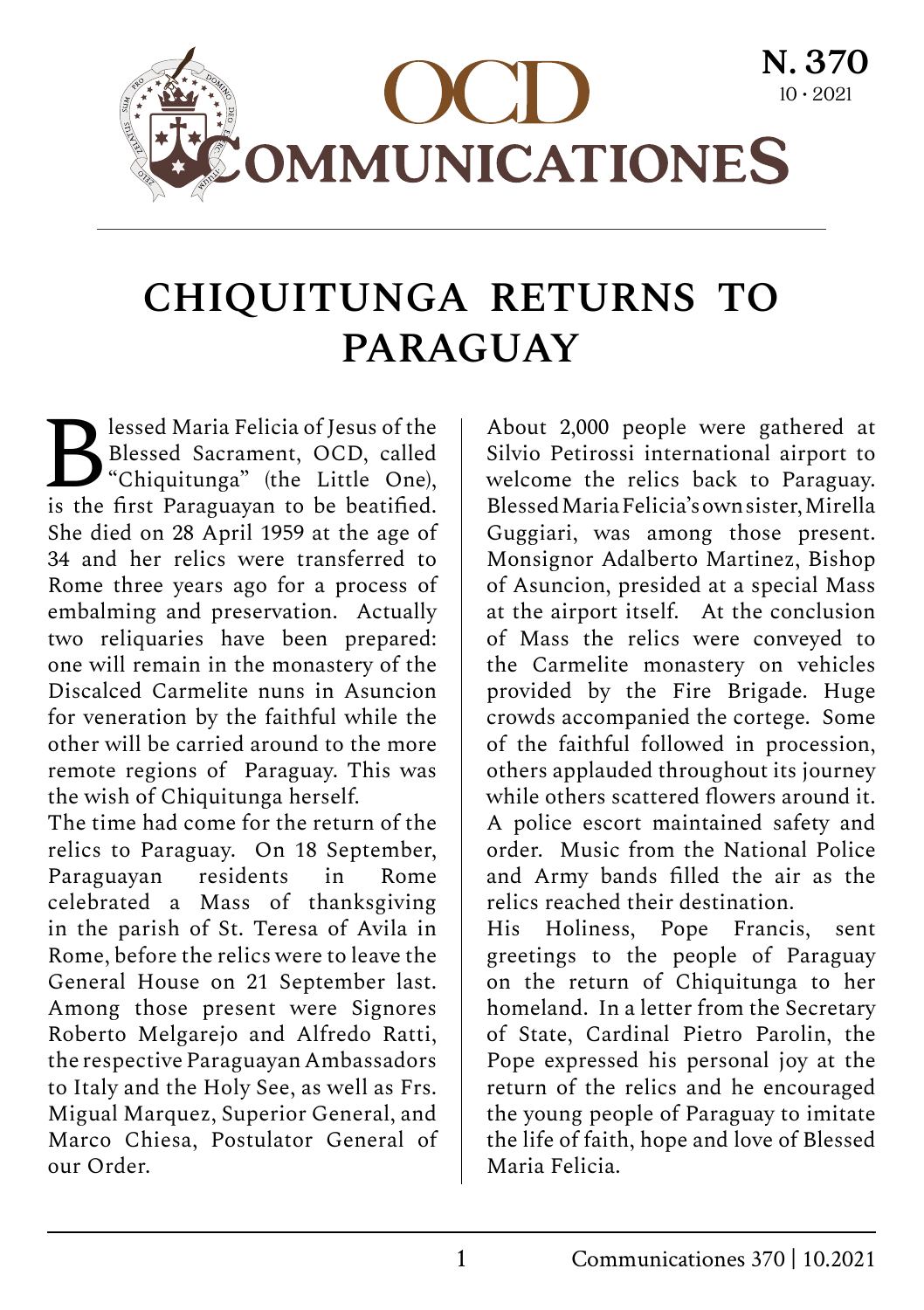# CHIQUITUNGA RETURNS TO PARAGUAY

Blessed Maria Felicia of Jesus of the Blessed Sacrament, OCD, called "Chiquitunga" (the Little One), is the first Paraguayan to be beatified. She died on 28 April 1959 at the age of 34 and her relics were transferred to Rome three years ago for a process of embalming and preservation. Actually two reliquaries have been prepared: one will remain in the monastery of the Discalced Carmelite nuns in Asuncion for veneration by the faithful while the other will be carried around to the more remote regions of Paraguay. This was the wish of Chiquitunga herself.

The time had come for the return of the relics to Paraguay. On 18 September, Paraguayan residents in Rome celebrated a Mass of thanksgiving in the parish of St. Teresa of Avila in Rome, before the relics were to leave the General House on 21 September last. Among those present were Signores Roberto Melgarejo and Alfredo Ratti, the respective Paraguayan Ambassadors to Italy and the Holy See, as well as Frs. Migual Marquez, Superior General, and Marco Chiesa, Postulator General of our Order.

About 2,000 people were gathered at Silvio Petirossi international airport to welcome the relics back to Paraguay. Blessed Maria Felicia's own sister, Mirella Guggiari, was among those present. Monsignor Adalberto Martinez, Bishop of Asuncion, presided at a special Mass at the airport itself. At the conclusion of Mass the relics were conveyed to the Carmelite monastery on vehicles provided by the Fire Brigade. Huge crowds accompanied the cortege. Some of the faithful followed in procession, others applauded throughout its journey while others scattered flowers around it. A police escort maintained safety and order. Music from the National Police and Army bands filled the air as the relics reached their destination.

His Holiness, Pope Francis, sent greetings to the people of Paraguay on the return of Chiquitunga to her homeland. In a letter from the Secretary of State, Cardinal Pietro Parolin, the Pope expressed his personal joy at the return of the relics and he encouraged the young people of Paraguay to imitate the life of faith, hope and love of Blessed Maria Felicia.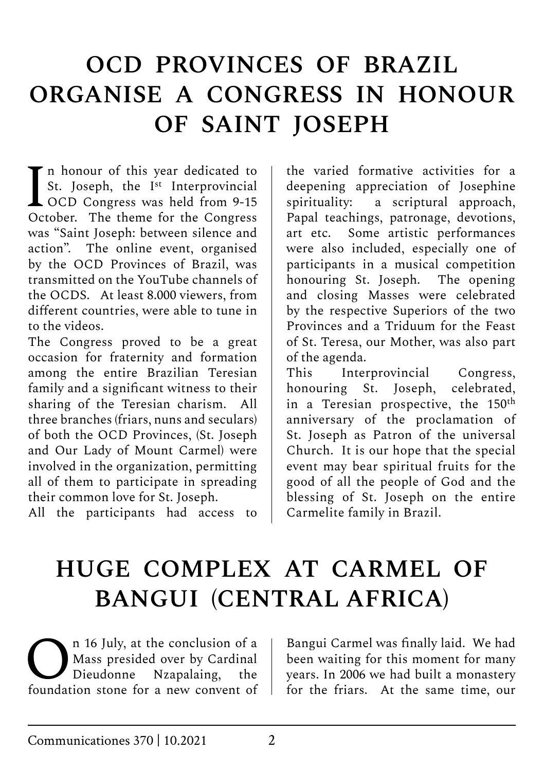# OCD PROVINCES OF BRAZIL ORGANISE A CONGRESS IN HONOUR OF SAINT JOSEPH

In honour of this year dedicated to St. Joseph, the Ist Interprovincial OCD Congress was held from 9-15 October. The theme for the Congress was "Saint Joseph: between silence and action". The online event, organised by the OCD Provinces of Brazil, was transmitted on the YouTube channels of the OCDS. At least 8.000 viewers, from different countries, were able to tune in to the videos.

The Congress proved to be a great occasion for fraternity and formation among the entire Brazilian Teresian family and a significant witness to their sharing of the Teresian charism. All three branches (friars, nuns and seculars) of both the OCD Provinces, (St. Joseph and Our Lady of Mount Carmel) were involved in the organization, permitting all of them to participate in spreading their common love for St. Joseph.

All the participants had access to the varied formative activities for a deepening appreciation of Josephine spirituality: a scriptural approach, Papal teachings, patronage, devotions, art etc. Some artistic performances were also included, especially one of participants in a musical competition honouring St. Joseph. The opening and closing Masses were celebrated by the respective Superiors of the two Provinces and a Triduum for the Feast of St. Teresa, our Mother, was also part of the agenda.

This Interprovincial Congress, honouring St. Joseph, celebrated, in a Teresian prospective, the 150th anniversary of the proclamation of St. Joseph as Patron of the universal Church. It is our hope that the special event may bear spiritual fruits for the good of all the people of God and the blessing of St. Joseph on the entire Carmelite family in Brazil.

# HUGE COMPLEX AT CARMEL OF BANGUI (CENTRAL AFRICA)

On 16 July, at the conclusion of a Mass presided over by Cardinal Dieudonne Nzapalaing, the foundation stone for a new convent of Bangui Carmel was finally laid. We had been waiting for this moment for many years. In 2006 we had built a monastery for the friars. At the same time, our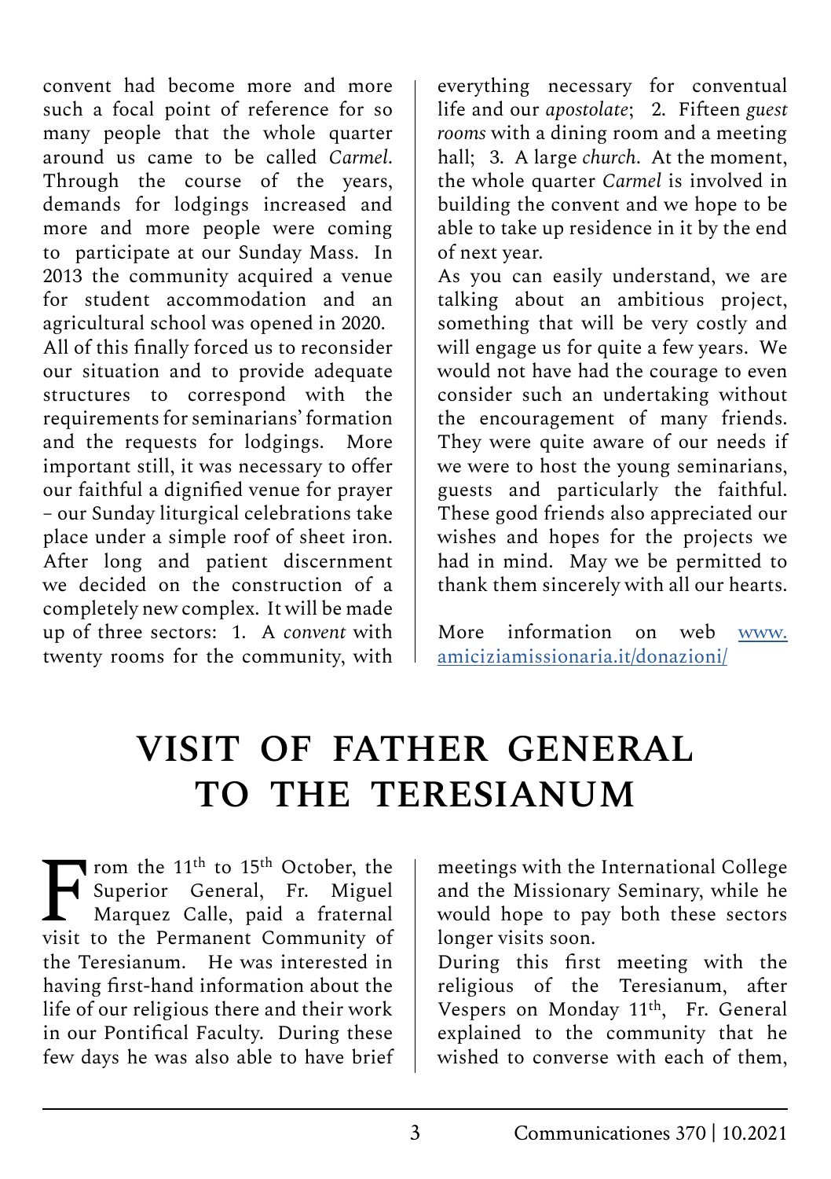convent had become more and more such a focal point of reference for so many people that the whole quarter around us came to be called *Carmel*. Through the course of the years, demands for lodgings increased and more and more people were coming to participate at our Sunday Mass. In 2013 the community acquired a venue for student accommodation and an agricultural school was opened in 2020.

All of this finally forced us to reconsider our situation and to provide adequate structures to correspond with the requirements for seminarians' formation and the requests for lodgings. More important still, it was necessary to offer our faithful a dignified venue for prayer – our Sunday liturgical celebrations take place under a simple roof of sheet iron. After long and patient discernment we decided on the construction of a completely new complex. It will be made up of three sectors: 1. A *convent* with twenty rooms for the community, with everything necessary for conventual life and our *apostolate*; 2. Fifteen *guest rooms* with a dining room and a meeting hall; 3. A large *church*. At the moment, the whole quarter *Carmel* is involved in building the convent and we hope to be able to take up residence in it by the end of next year.

As you can easily understand, we are talking about an ambitious project, something that will be very costly and will engage us for quite a few years. We would not have had the courage to even consider such an undertaking without the encouragement of many friends. They were quite aware of our needs if we were to host the young seminarians, guests and particularly the faithful. These good friends also appreciated our wishes and hopes for the projects we had in mind. May we be permitted to thank them sincerely with all our hearts.

More information on web [www.amiciziamissionaria.it/donazioni/](www.amiciziamissionaria.it/donazioni/)

# VISIT OF FATHER GENERAL TO THE TERESIANUM

From the 11th to 15th October, the Superior General, Fr. Miguel Marquez Calle, paid a fraternal visit to the Permanent Community of the Teresianum. He was interested in having first-hand information about the life of our religious there and their work in our Pontifical Faculty. During these few days he was also able to have brief meetings with the International College and the Missionary Seminary, while he would hope to pay both these sectors longer visits soon.

During this first meeting with the religious of the Teresianum, after Vespers on Monday 11th, Fr. General explained to the community that he wished to converse with each of them,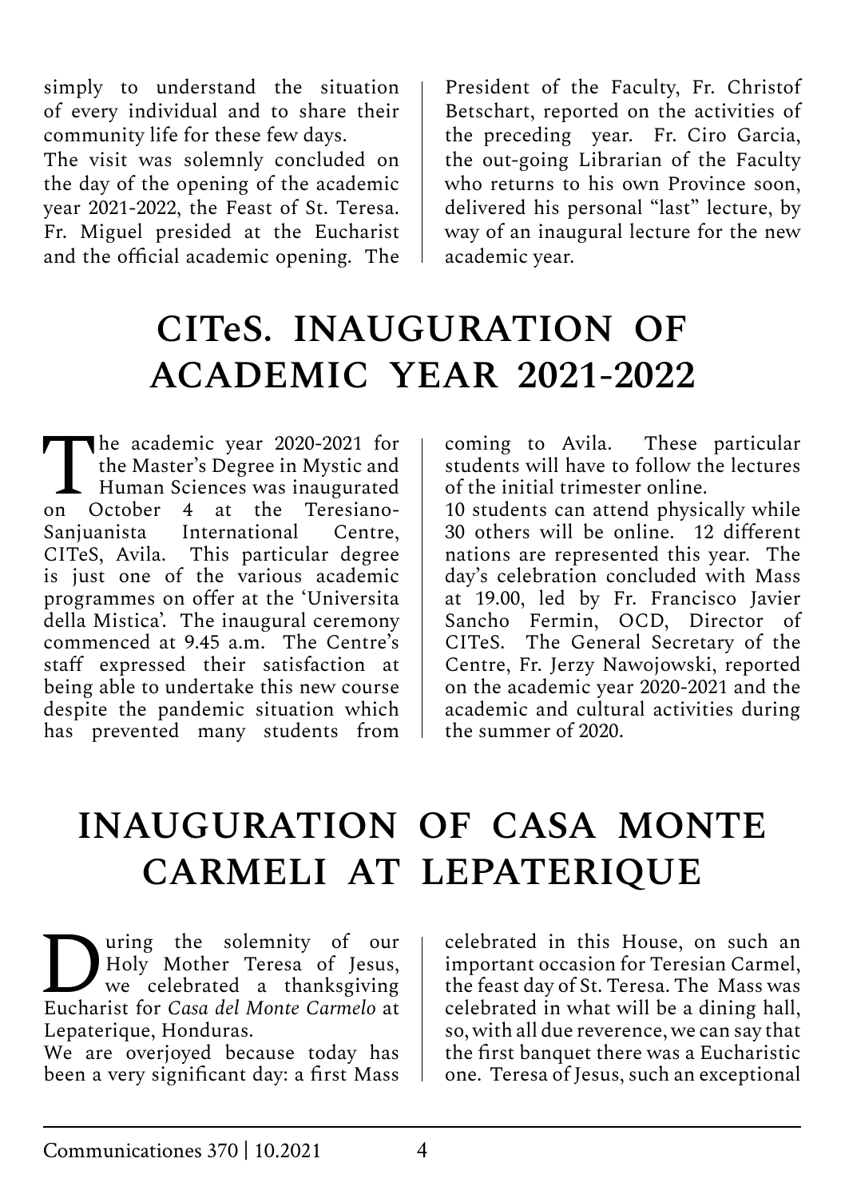simply to understand the situation of every individual and to share their community life for these few days.

The visit was solemnly concluded on the day of the opening of the academic year 2021-2022, the Feast of St. Teresa. Fr. Miguel presided at the Eucharist and the official academic opening. The President of the Faculty, Fr. Christof Betschart, reported on the activities of the preceding year. Fr. Ciro Garcia, the out-going Librarian of the Faculty who returns to his own Province soon, delivered his personal "last" lecture, by way of an inaugural lecture for the new academic year.

# CITeS. INAUGURATION OF ACADEMIC YEAR 2021-2022

The academic year 2020-2021 for the Master's Degree in Mystic and Human Sciences was inaugurated on October 4 at the Teresiano-Sanjuanista International Centre, CITeS, Avila. This particular degree is just one of the various academic programmes on offer at the 'Universita della Mistica'. The inaugural ceremony commenced at 9.45 a.m. The Centre's staff expressed their satisfaction at being able to undertake this new course despite the pandemic situation which has prevented many students from coming to Avila. These particular students will have to follow the lectures of the initial trimester online.

10 students can attend physically while 30 others will be online. 12 different nations are represented this year. The day's celebration concluded with Mass at 19.00, led by Fr. Francisco Javier Sancho Fermin, OCD, Director of CITeS. The General Secretary of the Centre, Fr. Jerzy Nawojowski, reported on the academic year 2020-2021 and the academic and cultural activities during the summer of 2020.

# INAUGURATION OF CASA MONTE CARMELI AT LEPATERIQUE

During the solemnity of our Holy Mother Teresa of Jesus, we celebrated a thanksgiving Eucharist for *Casa del Monte Carmelo* at Lepaterique, Honduras.

We are overjoyed because today has been a very significant day: a first Mass celebrated in this House, on such an important occasion for Teresian Carmel, the feast day of St. Teresa. The Mass was celebrated in what will be a dining hall, so, with all due reverence, we can say that the first banquet there was a Eucharistic one. Teresa of Jesus, such an exceptional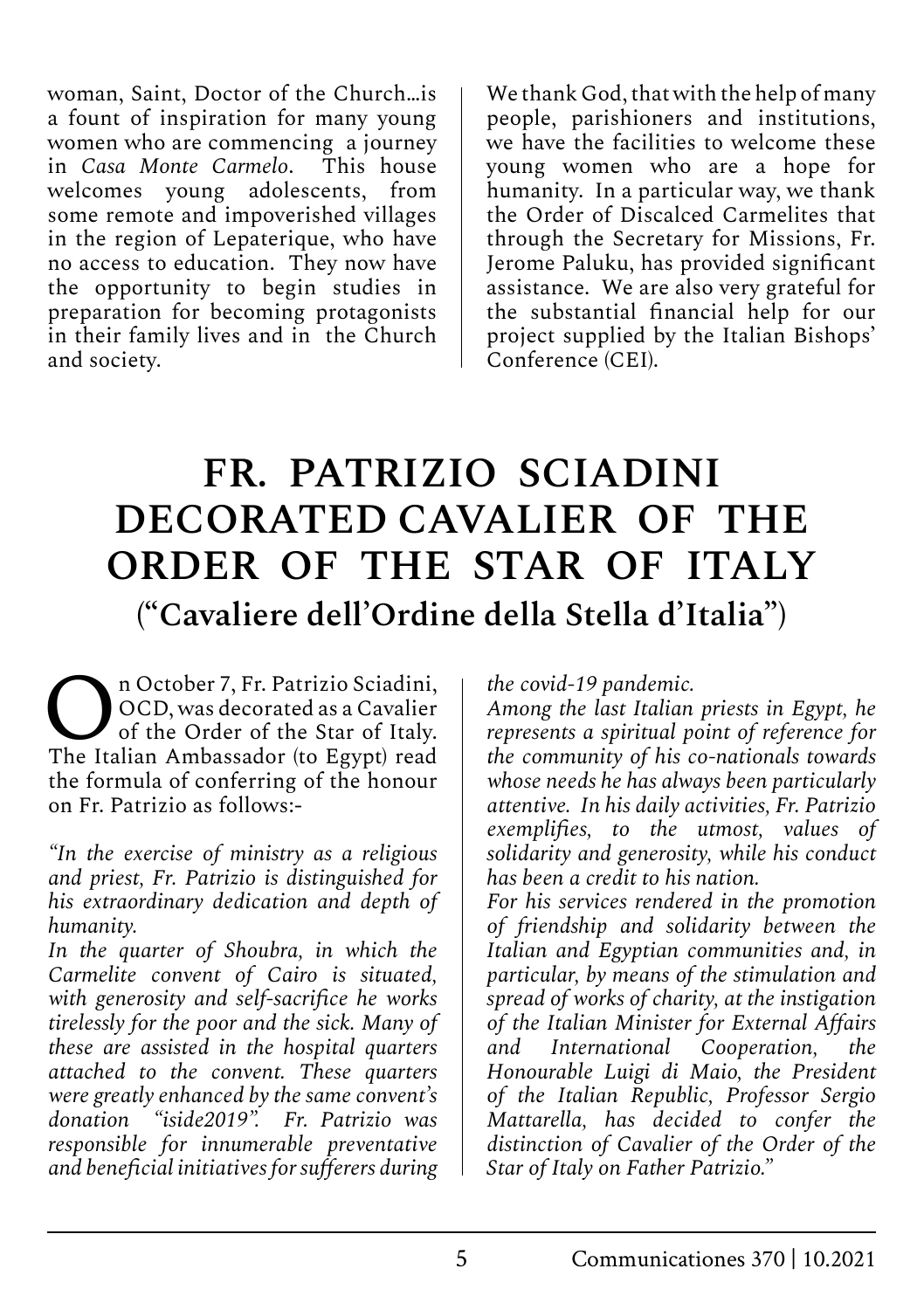woman, Saint, Doctor of the Church…is a fount of inspiration for many young women who are commencing a journey in *Casa Monte Carmelo*. This house welcomes young adolescents, from some remote and impoverished villages in the region of Lepaterique, who have no access to education. They now have the opportunity to begin studies in preparation for becoming protagonists in their family lives and in the Church and society.

We thank God, that with the help of many people, parishioners and institutions, we have the facilities to welcome these young women who are a hope for humanity. In a particular way, we thank the Order of Discalced Carmelites that through the Secretary for Missions, Fr. Jerome Paluku, has provided significant assistance. We are also very grateful for the substantial financial help for our project supplied by the Italian Bishops' Conference (CEI).

# FR. PATRIZIO SCIADINI DECORATED CAVALIER OF THE ORDER OF THE STAR OF ITALY

## ("Cavaliere dell'Ordine della Stella d'Italia")

On October 7, Fr. Patrizio Sciadini, OCD, was decorated as a Cavalier of the Order of the Star of Italy. The Italian Ambassador (to Egypt) read the formula of conferring of the honour on Fr. Patrizio as follows:-

*"In the exercise of ministry as a religious and priest, Fr. Patrizio is distinguished for his extraordinary dedication and depth of humanity.*
*In the quarter of Shoubra, in which the Carmelite convent of Cairo is situated, with generosity and self-sacrifice he works tirelessly for the poor and the sick. Many of these are assisted in the hospital quarters attached to the convent. These quarters were greatly enhanced by the same convent's donation "iside2019". Fr. Patrizio was responsible for innumerable preventative and beneficial initiatives for sufferers during the covid-19 pandemic.*
*Among the last Italian priests in Egypt, he represents a spiritual point of reference for the community of his co-nationals towards whose needs he has always been particularly attentive. In his daily activities, Fr. Patrizio exemplifies, to the utmost, values of solidarity and generosity, while his conduct has been a credit to his nation.*
*For his services rendered in the promotion of friendship and solidarity between the Italian and Egyptian communities and, in particular, by means of the stimulation and spread of works of charity, at the instigation of the Italian Minister for External Affairs and International Cooperation, the Honourable Luigi di Maio, the President of the Italian Republic, Professor Sergio Mattarella, has decided to confer the distinction of Cavalier of the Order of the Star of Italy on Father Patrizio."*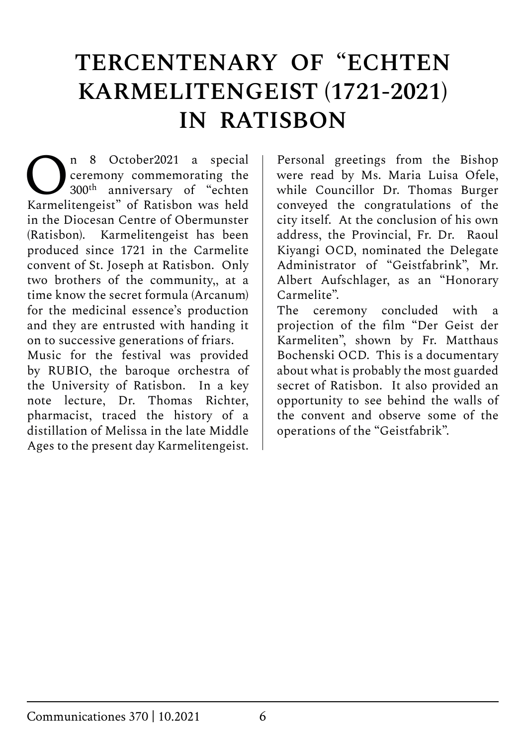# TERCENTENARY OF "ECHTEN KARMELITENGEIST (1721-2021) IN RATISBON

On 8 October2021 a special ceremony commemorating the 300th anniversary of "echten Karmelitengeist" of Ratisbon was held in the Diocesan Centre of Obermunster (Ratisbon). Karmelitengeist has been produced since 1721 in the Carmelite convent of St. Joseph at Ratisbon. Only two brothers of the community,, at a time know the secret formula (Arcanum) for the medicinal essence's production and they are entrusted with handing it on to successive generations of friars.

Music for the festival was provided by RUBIO, the baroque orchestra of the University of Ratisbon. In a key note lecture, Dr. Thomas Richter, pharmacist, traced the history of a distillation of Melissa in the late Middle Ages to the present day Karmelitengeist.

Personal greetings from the Bishop were read by Ms. Maria Luisa Ofele, while Councillor Dr. Thomas Burger conveyed the congratulations of the city itself. At the conclusion of his own address, the Provincial, Fr. Dr. Raoul Kiyangi OCD, nominated the Delegate Administrator of "Geistfabrink", Mr. Albert Aufschlager, as an "Honorary Carmelite".

The ceremony concluded with a projection of the film "Der Geist der Karmeliten", shown by Fr. Matthaus Bochenski OCD. This is a documentary about what is probably the most guarded secret of Ratisbon. It also provided an opportunity to see behind the walls of the convent and observe some of the operations of the "Geistfabrik".